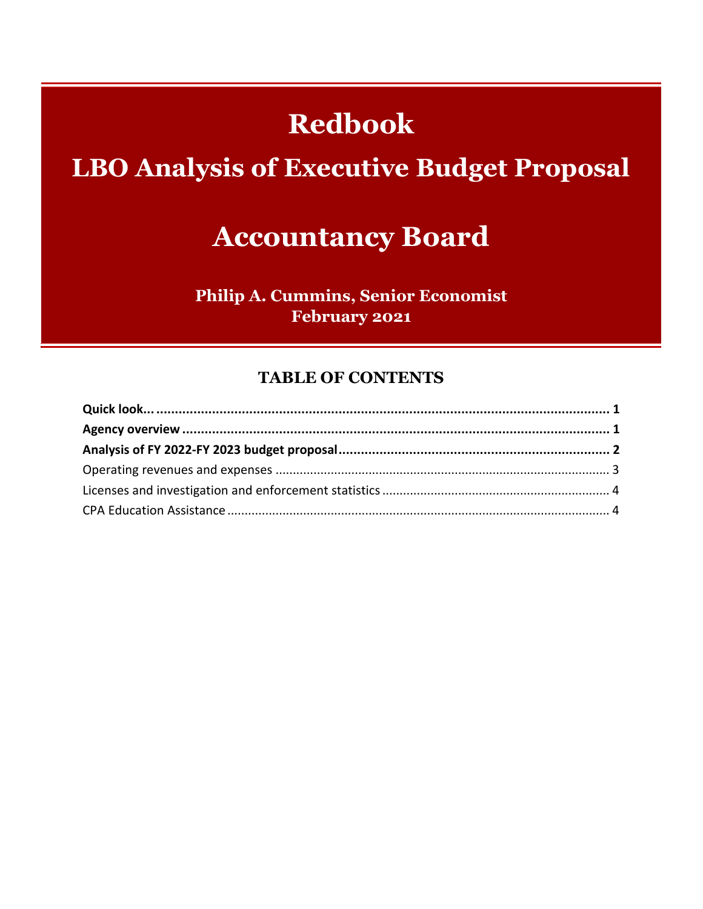# Redbook

## LBO Analysis of Executive Budget Proposal

# Accountancy Board

**Philip A. Cummins, Senior Economist**
**February 2021**

## TABLE OF CONTENTS

**Quick look...** ........................................................................................................ 1
**Agency overview** ........................................................................................................ 1
**Analysis of FY 2022-FY 2023 budget proposal** ........................................................................ 2
Operating revenues and expenses ........................................................................................ 3
Licenses and investigation and enforcement statistics ........................................................ 4
CPA Education Assistance ........................................................................................................ 4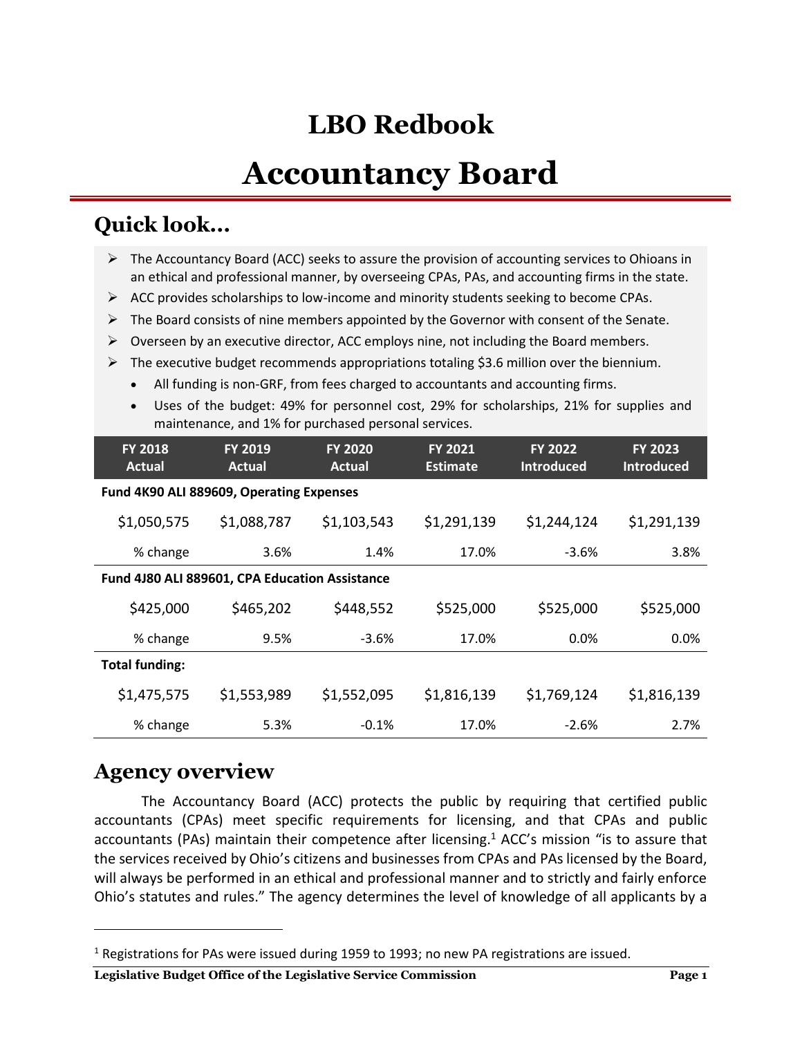# LBO Redbook

# Accountancy Board

## Quick look...

- The Accountancy Board (ACC) seeks to assure the provision of accounting services to Ohioans in an ethical and professional manner, by overseeing CPAs, PAs, and accounting firms in the state.
- ACC provides scholarships to low-income and minority students seeking to become CPAs.
- The Board consists of nine members appointed by the Governor with consent of the Senate.
- Overseen by an executive director, ACC employs nine, not including the Board members.
- The executive budget recommends appropriations totaling $3.6 million over the biennium.
  - All funding is non-GRF, from fees charged to accountants and accounting firms.
  - Uses of the budget: 49% for personnel cost, 29% for scholarships, 21% for supplies and maintenance, and 1% for purchased personal services.

| FY 2018 Actual | FY 2019 Actual | FY 2020 Actual | FY 2021 Estimate | FY 2022 Introduced | FY 2023 Introduced |
|---|---|---|---|---|---|
| **Fund 4K90 ALI 889609, Operating Expenses** | | | | | |
| $1,050,575 | $1,088,787 | $1,103,543 | $1,291,139 | $1,244,124 | $1,291,139 |
| % change | 3.6% | 1.4% | 17.0% | -3.6% | 3.8% |
| **Fund 4J80 ALI 889601, CPA Education Assistance** | | | | | |
| $425,000 | $465,202 | $448,552 | $525,000 | $525,000 | $525,000 |
| % change | 9.5% | -3.6% | 17.0% | 0.0% | 0.0% |
| **Total funding:** | | | | | |
| $1,475,575 | $1,553,989 | $1,552,095 | $1,816,139 | $1,769,124 | $1,816,139 |
| % change | 5.3% | -0.1% | 17.0% | -2.6% | 2.7% |

## Agency overview

The Accountancy Board (ACC) protects the public by requiring that certified public accountants (CPAs) meet specific requirements for licensing, and that CPAs and public accountants (PAs) maintain their competence after licensing.[1] ACC's mission "is to assure that the services received by Ohio's citizens and businesses from CPAs and PAs licensed by the Board, will always be performed in an ethical and professional manner and to strictly and fairly enforce Ohio's statutes and rules." The agency determines the level of knowledge of all applicants by a

[1] Registrations for PAs were issued during 1959 to 1993; no new PA registrations are issued.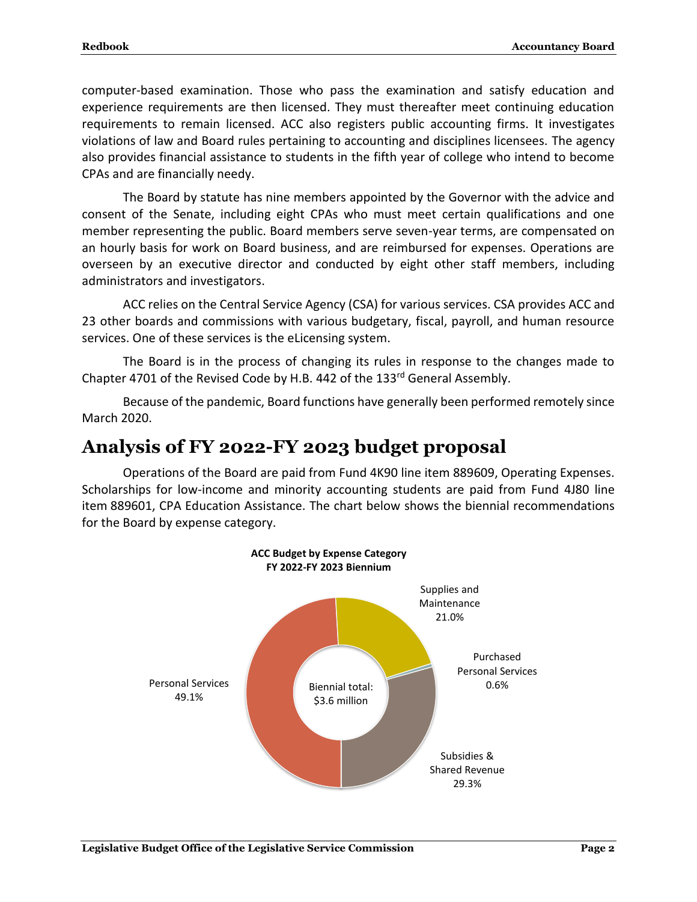computer-based examination. Those who pass the examination and satisfy education and experience requirements are then licensed. They must thereafter meet continuing education requirements to remain licensed. ACC also registers public accounting firms. It investigates violations of law and Board rules pertaining to accounting and disciplines licensees. The agency also provides financial assistance to students in the fifth year of college who intend to become CPAs and are financially needy.

The Board by statute has nine members appointed by the Governor with the advice and consent of the Senate, including eight CPAs who must meet certain qualifications and one member representing the public. Board members serve seven-year terms, are compensated on an hourly basis for work on Board business, and are reimbursed for expenses. Operations are overseen by an executive director and conducted by eight other staff members, including administrators and investigators.

ACC relies on the Central Service Agency (CSA) for various services. CSA provides ACC and 23 other boards and commissions with various budgetary, fiscal, payroll, and human resource services. One of these services is the eLicensing system.

The Board is in the process of changing its rules in response to the changes made to Chapter 4701 of the Revised Code by H.B. 442 of the 133rd General Assembly.

Because of the pandemic, Board functions have generally been performed remotely since March 2020.

# Analysis of FY 2022-FY 2023 budget proposal

Operations of the Board are paid from Fund 4K90 line item 889609, Operating Expenses. Scholarships for low-income and minority accounting students are paid from Fund 4J80 line item 889601, CPA Education Assistance. The chart below shows the biennial recommendations for the Board by expense category.

**ACC Budget by Expense Category**
**FY 2022-FY 2023 Biennium**

Biennial total: $3.6 million

| Expense Category | Share |
|---|---|
| Personal Services | 49.1% |
| Supplies and Maintenance | 21.0% |
| Purchased Personal Services | 0.6% |
| Subsidies & Shared Revenue | 29.3% |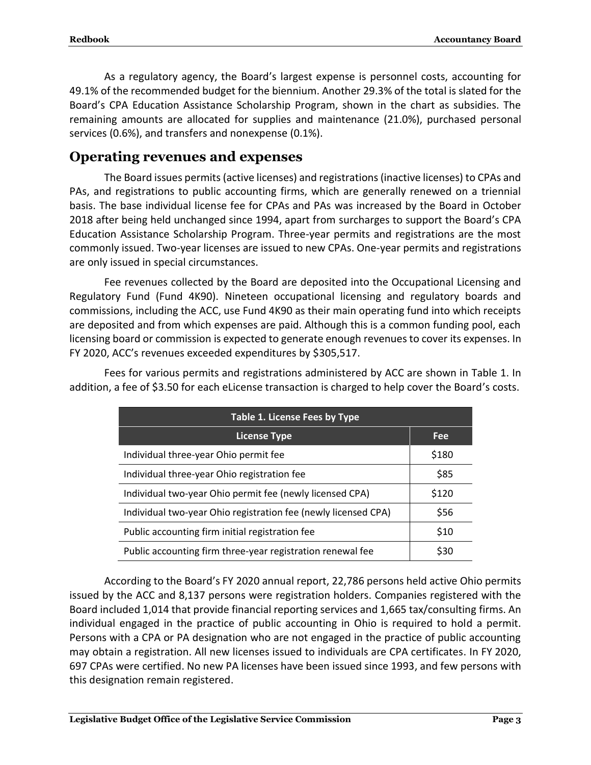As a regulatory agency, the Board's largest expense is personnel costs, accounting for 49.1% of the recommended budget for the biennium. Another 29.3% of the total is slated for the Board's CPA Education Assistance Scholarship Program, shown in the chart as subsidies. The remaining amounts are allocated for supplies and maintenance (21.0%), purchased personal services (0.6%), and transfers and nonexpense (0.1%).

## Operating revenues and expenses

The Board issues permits (active licenses) and registrations (inactive licenses) to CPAs and PAs, and registrations to public accounting firms, which are generally renewed on a triennial basis. The base individual license fee for CPAs and PAs was increased by the Board in October 2018 after being held unchanged since 1994, apart from surcharges to support the Board's CPA Education Assistance Scholarship Program. Three-year permits and registrations are the most commonly issued. Two-year licenses are issued to new CPAs. One-year permits and registrations are only issued in special circumstances.

Fee revenues collected by the Board are deposited into the Occupational Licensing and Regulatory Fund (Fund 4K90). Nineteen occupational licensing and regulatory boards and commissions, including the ACC, use Fund 4K90 as their main operating fund into which receipts are deposited and from which expenses are paid. Although this is a common funding pool, each licensing board or commission is expected to generate enough revenues to cover its expenses. In FY 2020, ACC's revenues exceeded expenditures by $305,517.

Fees for various permits and registrations administered by ACC are shown in Table 1. In addition, a fee of $3.50 for each eLicense transaction is charged to help cover the Board's costs.

**Table 1. License Fees by Type**

| License Type | Fee |
|---|---|
| Individual three-year Ohio permit fee | $180 |
| Individual three-year Ohio registration fee | $85 |
| Individual two-year Ohio permit fee (newly licensed CPA) | $120 |
| Individual two-year Ohio registration fee (newly licensed CPA) | $56 |
| Public accounting firm initial registration fee | $10 |
| Public accounting firm three-year registration renewal fee | $30 |

According to the Board's FY 2020 annual report, 22,786 persons held active Ohio permits issued by the ACC and 8,137 persons were registration holders. Companies registered with the Board included 1,014 that provide financial reporting services and 1,665 tax/consulting firms. An individual engaged in the practice of public accounting in Ohio is required to hold a permit. Persons with a CPA or PA designation who are not engaged in the practice of public accounting may obtain a registration. All new licenses issued to individuals are CPA certificates. In FY 2020, 697 CPAs were certified. No new PA licenses have been issued since 1993, and few persons with this designation remain registered.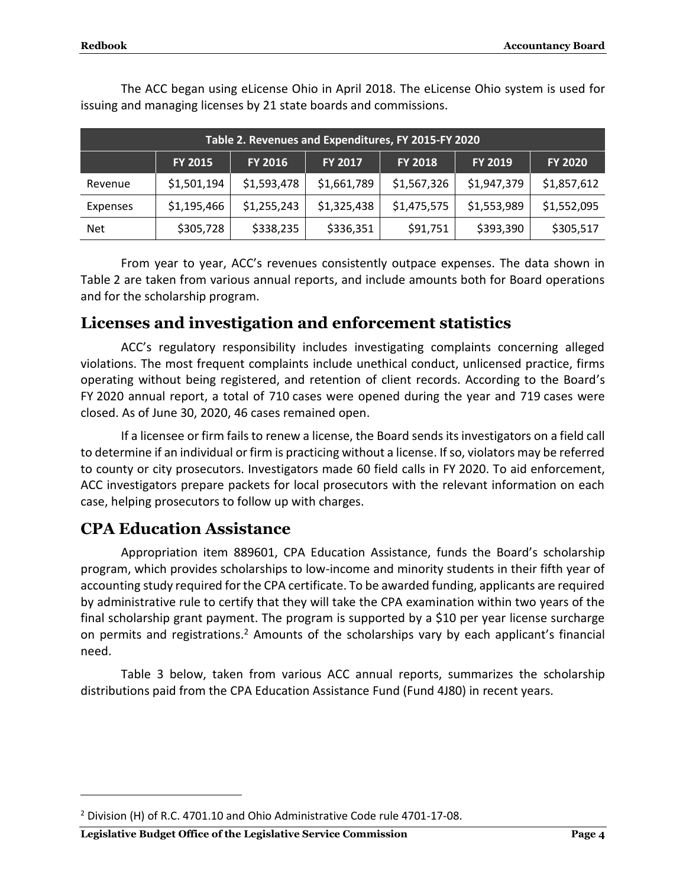The ACC began using eLicense Ohio in April 2018. The eLicense Ohio system is used for issuing and managing licenses by 21 state boards and commissions.

| Table 2. Revenues and Expenditures, FY 2015-FY 2020 | | | | | | |
|---|---|---|---|---|---|---|
| | FY 2015 | FY 2016 | FY 2017 | FY 2018 | FY 2019 | FY 2020 |
| Revenue | $1,501,194 | $1,593,478 | $1,661,789 | $1,567,326 | $1,947,379 | $1,857,612 |
| Expenses | $1,195,466 | $1,255,243 | $1,325,438 | $1,475,575 | $1,553,989 | $1,552,095 |
| Net | $305,728 | $338,235 | $336,351 | $91,751 | $393,390 | $305,517 |

From year to year, ACC's revenues consistently outpace expenses. The data shown in Table 2 are taken from various annual reports, and include amounts both for Board operations and for the scholarship program.

## Licenses and investigation and enforcement statistics

ACC's regulatory responsibility includes investigating complaints concerning alleged violations. The most frequent complaints include unethical conduct, unlicensed practice, firms operating without being registered, and retention of client records. According to the Board's FY 2020 annual report, a total of 710 cases were opened during the year and 719 cases were closed. As of June 30, 2020, 46 cases remained open.

If a licensee or firm fails to renew a license, the Board sends its investigators on a field call to determine if an individual or firm is practicing without a license. If so, violators may be referred to county or city prosecutors. Investigators made 60 field calls in FY 2020. To aid enforcement, ACC investigators prepare packets for local prosecutors with the relevant information on each case, helping prosecutors to follow up with charges.

## CPA Education Assistance

Appropriation item 889601, CPA Education Assistance, funds the Board's scholarship program, which provides scholarships to low-income and minority students in their fifth year of accounting study required for the CPA certificate. To be awarded funding, applicants are required by administrative rule to certify that they will take the CPA examination within two years of the final scholarship grant payment. The program is supported by a $10 per year license surcharge on permits and registrations.[2] Amounts of the scholarships vary by each applicant's financial need.

Table 3 below, taken from various ACC annual reports, summarizes the scholarship distributions paid from the CPA Education Assistance Fund (Fund 4J80) in recent years.

[2] Division (H) of R.C. 4701.10 and Ohio Administrative Code rule 4701-17-08.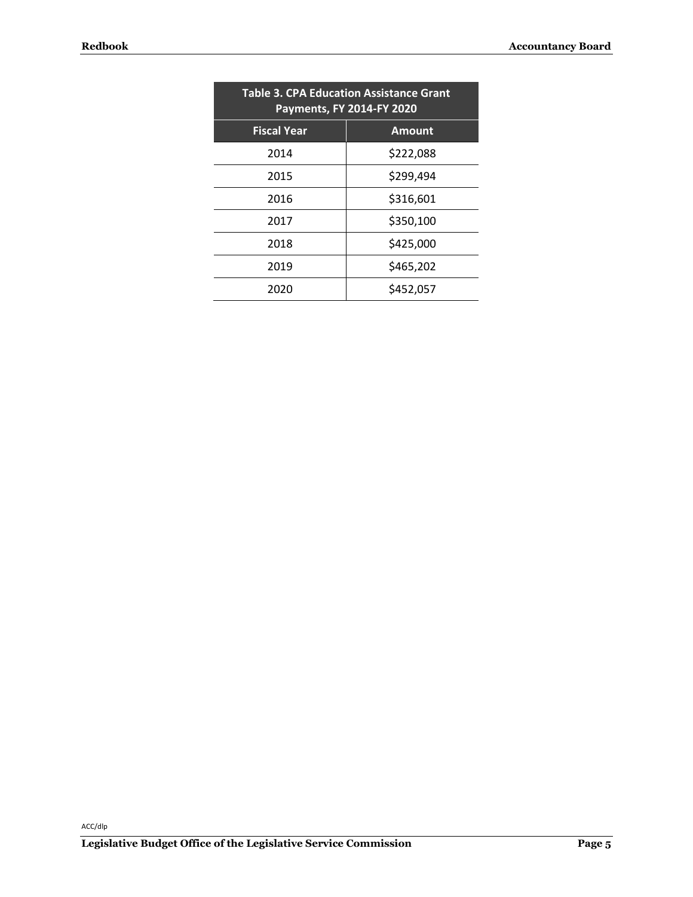| Table 3. CPA Education Assistance Grant Payments, FY 2014-FY 2020 | |
|---|---|
| **Fiscal Year** | **Amount** |
| 2014 | $222,088 |
| 2015 | $299,494 |
| 2016 | $316,601 |
| 2017 | $350,100 |
| 2018 | $425,000 |
| 2019 | $465,202 |
| 2020 | $452,057 |

ACC/dlp